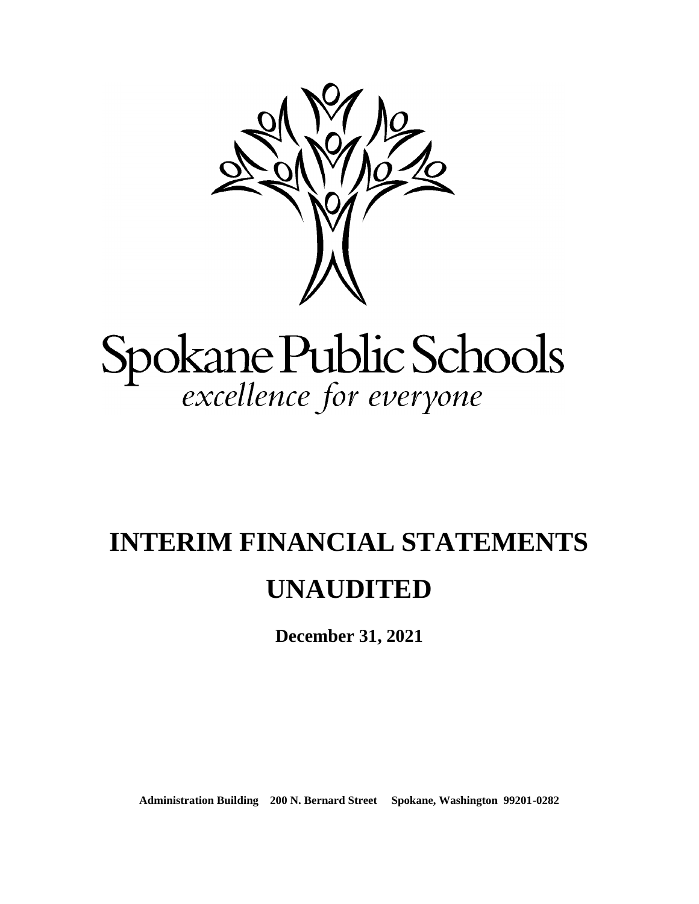Spokane Public Schools

*excellence for everyone*

# INTERIM FINANCIAL STATEMENTS

# UNAUDITED

**December 31, 2021**

**Administration Building 200 N. Bernard Street Spokane, Washington 99201-0282**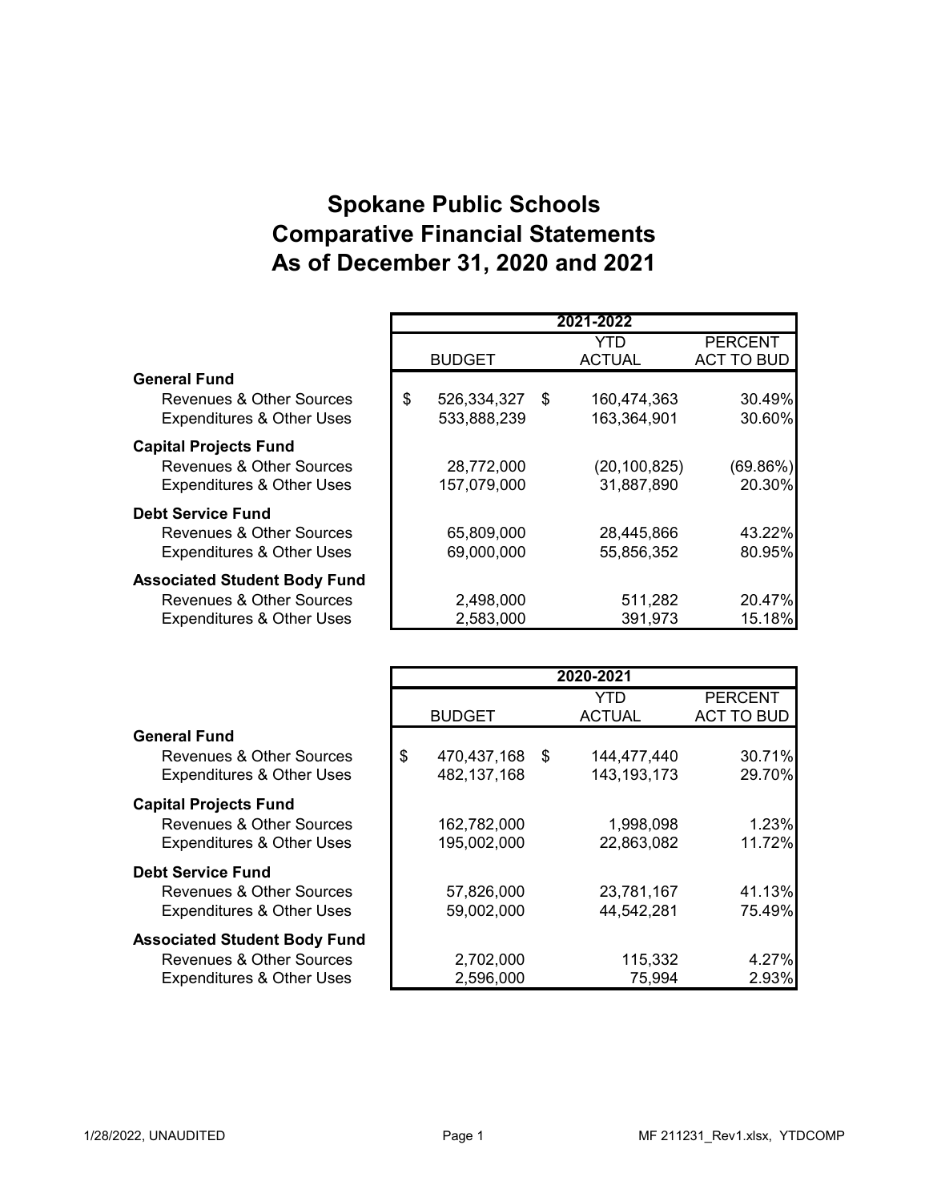# Spokane Public Schools
# Comparative Financial Statements
# As of December 31, 2020 and 2021

| | 2021-2022 | | |
|---|---|---|---|
| | BUDGET | YTD ACTUAL | PERCENT ACT TO BUD |
| **General Fund** | | | |
| Revenues & Other Sources | $ 526,334,327 | $ 160,474,363 | 30.49% |
| Expenditures & Other Uses | 533,888,239 | 163,364,901 | 30.60% |
| **Capital Projects Fund** | | | |
| Revenues & Other Sources | 28,772,000 | (20,100,825) | (69.86%) |
| Expenditures & Other Uses | 157,079,000 | 31,887,890 | 20.30% |
| **Debt Service Fund** | | | |
| Revenues & Other Sources | 65,809,000 | 28,445,866 | 43.22% |
| Expenditures & Other Uses | 69,000,000 | 55,856,352 | 80.95% |
| **Associated Student Body Fund** | | | |
| Revenues & Other Sources | 2,498,000 | 511,282 | 20.47% |
| Expenditures & Other Uses | 2,583,000 | 391,973 | 15.18% |

| | 2020-2021 | | |
|---|---|---|---|
| | BUDGET | YTD ACTUAL | PERCENT ACT TO BUD |
| **General Fund** | | | |
| Revenues & Other Sources | $ 470,437,168 | $ 144,477,440 | 30.71% |
| Expenditures & Other Uses | 482,137,168 | 143,193,173 | 29.70% |
| **Capital Projects Fund** | | | |
| Revenues & Other Sources | 162,782,000 | 1,998,098 | 1.23% |
| Expenditures & Other Uses | 195,002,000 | 22,863,082 | 11.72% |
| **Debt Service Fund** | | | |
| Revenues & Other Sources | 57,826,000 | 23,781,167 | 41.13% |
| Expenditures & Other Uses | 59,002,000 | 44,542,281 | 75.49% |
| **Associated Student Body Fund** | | | |
| Revenues & Other Sources | 2,702,000 | 115,332 | 4.27% |
| Expenditures & Other Uses | 2,596,000 | 75,994 | 2.93% |

1/28/2022, UNAUDITED MF 211231_Rev1.xlsx, YTDCOMP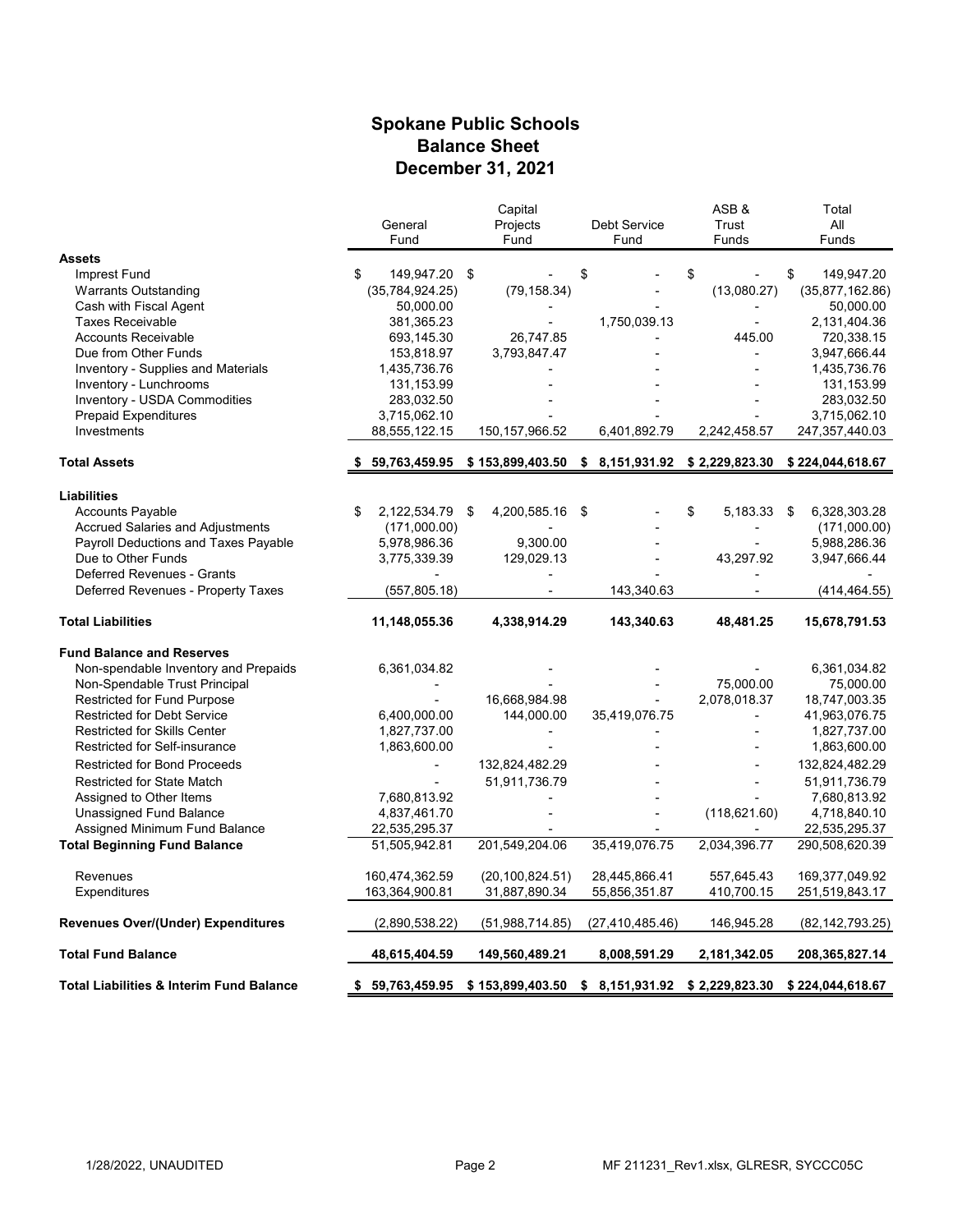# Spokane Public Schools
## Balance Sheet
## December 31, 2021

| | General Fund | Capital Projects Fund | Debt Service Fund | ASB & Trust Funds | Total All Funds |
|---|---|---|---|---|---|
| **Assets** | | | | | |
| Imprest Fund | $ 149,947.20 | $ - | $ - | $ - | $ 149,947.20 |
| Warrants Outstanding | (35,784,924.25) | (79,158.34) | - | (13,080.27) | (35,877,162.86) |
| Cash with Fiscal Agent | 50,000.00 | - | - | - | 50,000.00 |
| Taxes Receivable | 381,365.23 | - | 1,750,039.13 | - | 2,131,404.36 |
| Accounts Receivable | 693,145.30 | 26,747.85 | - | 445.00 | 720,338.15 |
| Due from Other Funds | 153,818.97 | 3,793,847.47 | - | - | 3,947,666.44 |
| Inventory - Supplies and Materials | 1,435,736.76 | - | - | - | 1,435,736.76 |
| Inventory - Lunchrooms | 131,153.99 | - | - | - | 131,153.99 |
| Inventory - USDA Commodities | 283,032.50 | - | - | - | 283,032.50 |
| Prepaid Expenditures | 3,715,062.10 | - | - | - | 3,715,062.10 |
| Investments | 88,555,122.15 | 150,157,966.52 | 6,401,892.79 | 2,242,458.57 | 247,357,440.03 |
| **Total Assets** | **$ 59,763,459.95** | **$ 153,899,403.50** | **$ 8,151,931.92** | **$ 2,229,823.30** | **$ 224,044,618.67** |
| **Liabilities** | | | | | |
| Accounts Payable | $ 2,122,534.79 | $ 4,200,585.16 | $ - | $ 5,183.33 | $ 6,328,303.28 |
| Accrued Salaries and Adjustments | (171,000.00) | - | - | - | (171,000.00) |
| Payroll Deductions and Taxes Payable | 5,978,986.36 | 9,300.00 | - | - | 5,988,286.36 |
| Due to Other Funds | 3,775,339.39 | 129,029.13 | - | 43,297.92 | 3,947,666.44 |
| Deferred Revenues - Grants | - | - | - | - | - |
| Deferred Revenues - Property Taxes | (557,805.18) | - | 143,340.63 | - | (414,464.55) |
| **Total Liabilities** | **11,148,055.36** | **4,338,914.29** | **143,340.63** | **48,481.25** | **15,678,791.53** |
| **Fund Balance and Reserves** | | | | | |
| Non-spendable Inventory and Prepaids | 6,361,034.82 | - | - | - | 6,361,034.82 |
| Non-Spendable Trust Principal | - | - | - | 75,000.00 | 75,000.00 |
| Restricted for Fund Purpose | - | 16,668,984.98 | - | 2,078,018.37 | 18,747,003.35 |
| Restricted for Debt Service | 6,400,000.00 | 144,000.00 | 35,419,076.75 | - | 41,963,076.75 |
| Restricted for Skills Center | 1,827,737.00 | - | - | - | 1,827,737.00 |
| Restricted for Self-insurance | 1,863,600.00 | - | - | - | 1,863,600.00 |
| Restricted for Bond Proceeds | - | 132,824,482.29 | - | - | 132,824,482.29 |
| Restricted for State Match | - | 51,911,736.79 | - | - | 51,911,736.79 |
| Assigned to Other Items | 7,680,813.92 | - | - | - | 7,680,813.92 |
| Unassigned Fund Balance | 4,837,461.70 | - | - | (118,621.60) | 4,718,840.10 |
| Assigned Minimum Fund Balance | 22,535,295.37 | - | - | - | 22,535,295.37 |
| **Total Beginning Fund Balance** | **51,505,942.81** | **201,549,204.06** | **35,419,076.75** | **2,034,396.77** | **290,508,620.39** |
| Revenues | 160,474,362.59 | (20,100,824.51) | 28,445,866.41 | 557,645.43 | 169,377,049.92 |
| Expenditures | 163,364,900.81 | 31,887,890.34 | 55,856,351.87 | 410,700.15 | 251,519,843.17 |
| **Revenues Over/(Under) Expenditures** | (2,890,538.22) | (51,988,714.85) | (27,410,485.46) | 146,945.28 | (82,142,793.25) |
| **Total Fund Balance** | **48,615,404.59** | **149,560,489.21** | **8,008,591.29** | **2,181,342.05** | **208,365,827.14** |
| **Total Liabilities & Interim Fund Balance** | **$ 59,763,459.95** | **$ 153,899,403.50** | **$ 8,151,931.92** | **$ 2,229,823.30** | **$ 224,044,618.67** |

1/28/2022, UNAUDITED MF 211231_Rev1.xlsx, GLRESR, SYCCC05C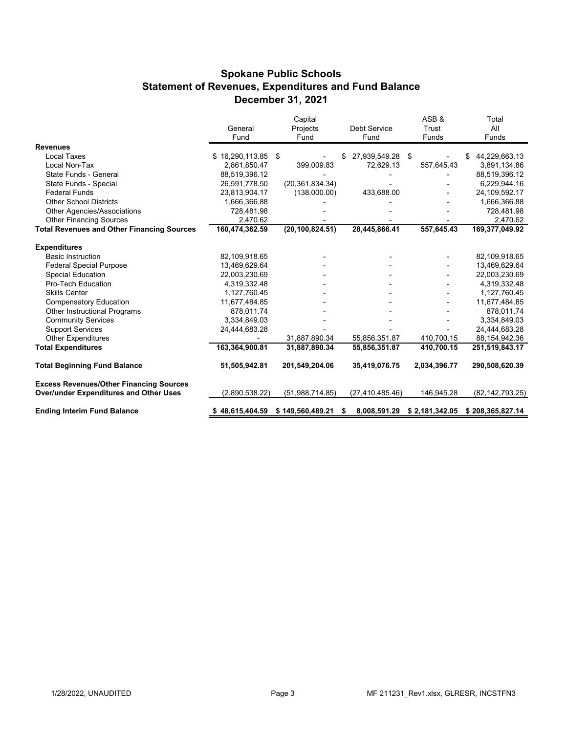## Spokane Public Schools
## Statement of Revenues, Expenditures and Fund Balance
## December 31, 2021

| | General Fund | Capital Projects Fund | Debt Service Fund | ASB & Trust Funds | Total All Funds |
|---|---|---|---|---|---|
| **Revenues** | | | | | |
| Local Taxes | $ 16,290,113.85 | $ - | $ 27,939,549.28 | $ - | $ 44,229,663.13 |
| Local Non-Tax | 2,861,850.47 | 399,009.83 | 72,629.13 | 557,645.43 | 3,891,134.86 |
| State Funds - General | 88,519,396.12 | - | - | - | 88,519,396.12 |
| State Funds - Special | 26,591,778.50 | (20,361,834.34) | - | - | 6,229,944.16 |
| Federal Funds | 23,813,904.17 | (138,000.00) | 433,688.00 | - | 24,109,592.17 |
| Other School Districts | 1,666,366.88 | - | - | - | 1,666,366.88 |
| Other Agencies/Associations | 728,481.98 | - | - | - | 728,481.98 |
| Other Financing Sources | 2,470.62 | - | - | - | 2,470.62 |
| **Total Revenues and Other Financing Sources** | **160,474,362.59** | **(20,100,824.51)** | **28,445,866.41** | **557,645.43** | **169,377,049.92** |
| **Expenditures** | | | | | |
| Basic Instruction | 82,109,918.65 | - | - | - | 82,109,918.65 |
| Federal Special Purpose | 13,469,629.64 | - | - | - | 13,469,629.64 |
| Special Education | 22,003,230.69 | - | - | - | 22,003,230.69 |
| Pro-Tech Education | 4,319,332.48 | - | - | - | 4,319,332.48 |
| Skills Center | 1,127,760.45 | - | - | - | 1,127,760.45 |
| Compensatory Education | 11,677,484.85 | - | - | - | 11,677,484.85 |
| Other Instructional Programs | 878,011.74 | - | - | - | 878,011.74 |
| Community Services | 3,334,849.03 | - | - | - | 3,334,849.03 |
| Support Services | 24,444,683.28 | - | - | - | 24,444,683.28 |
| Other Expenditures | - | 31,887,890.34 | 55,856,351.87 | 410,700.15 | 88,154,942.36 |
| **Total Expenditures** | **163,364,900.81** | **31,887,890.34** | **55,856,351.87** | **410,700.15** | **251,519,843.17** |
| **Total Beginning Fund Balance** | **51,505,942.81** | **201,549,204.06** | **35,419,076.75** | **2,034,396.77** | **290,508,620.39** |
| **Excess Revenues/Other Financing Sources Over/under Expenditures and Other Uses** | (2,890,538.22) | (51,988,714.85) | (27,410,485.46) | 146,945.28 | (82,142,793.25) |
| **Ending Interim Fund Balance** | **$ 48,615,404.59** | **$ 149,560,489.21** | **$ 8,008,591.29** | **$ 2,181,342.05** | **$ 208,365,827.14** |

1/28/2022, UNAUDITED

MF 211231_Rev1.xlsx, GLRESR, INCSTFN3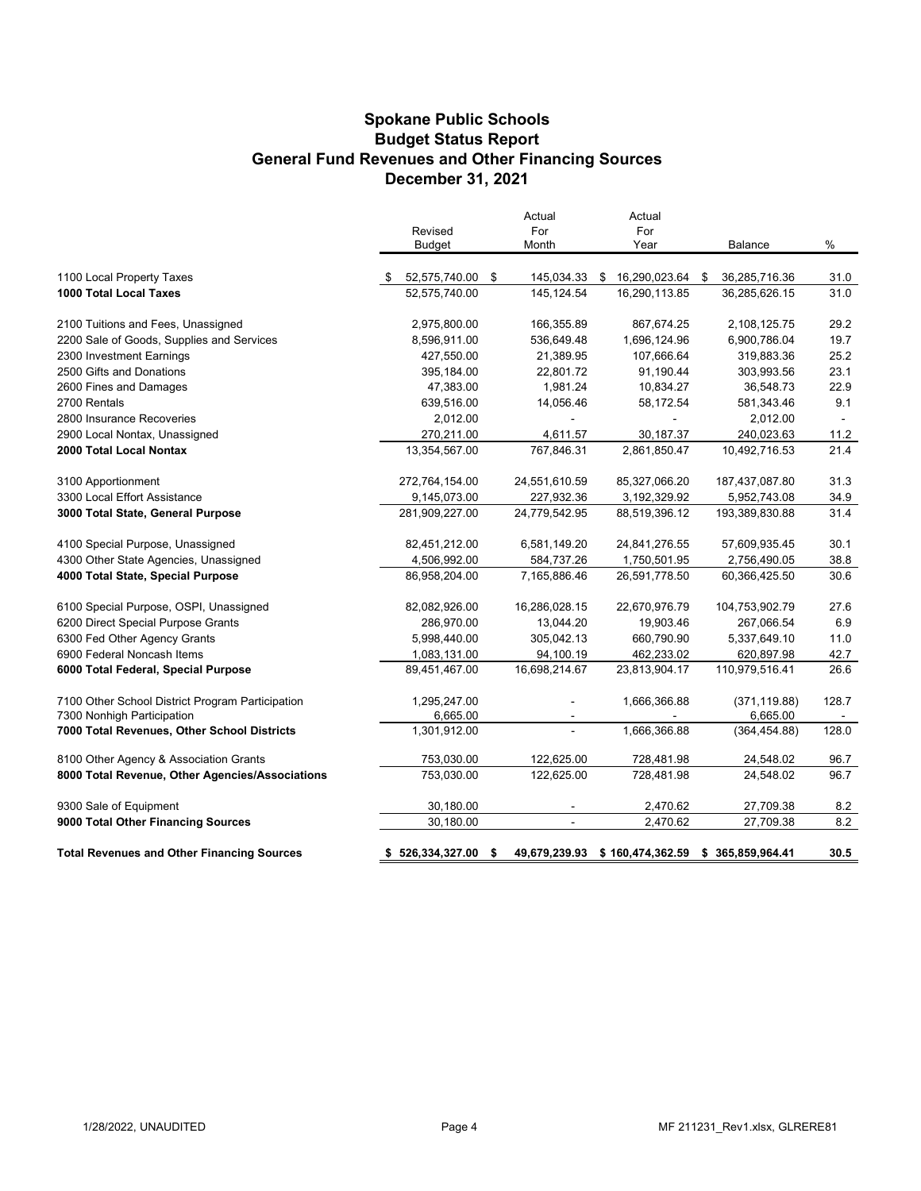# Spokane Public Schools
## Budget Status Report
## General Fund Revenues and Other Financing Sources
## December 31, 2021

| | Revised Budget | Actual For Month | Actual For Year | Balance | % |
|---|---|---|---|---|---|
| 1100 Local Property Taxes | $ 52,575,740.00 | $ 145,034.33 | $ 16,290,023.64 | $ 36,285,716.36 | 31.0 |
| **1000 Total Local Taxes** | 52,575,740.00 | 145,124.54 | 16,290,113.85 | 36,285,626.15 | 31.0 |
| 2100 Tuitions and Fees, Unassigned | 2,975,800.00 | 166,355.89 | 867,674.25 | 2,108,125.75 | 29.2 |
| 2200 Sale of Goods, Supplies and Services | 8,596,911.00 | 536,649.48 | 1,696,124.96 | 6,900,786.04 | 19.7 |
| 2300 Investment Earnings | 427,550.00 | 21,389.95 | 107,666.64 | 319,883.36 | 25.2 |
| 2500 Gifts and Donations | 395,184.00 | 22,801.72 | 91,190.44 | 303,993.56 | 23.1 |
| 2600 Fines and Damages | 47,383.00 | 1,981.24 | 10,834.27 | 36,548.73 | 22.9 |
| 2700 Rentals | 639,516.00 | 14,056.46 | 58,172.54 | 581,343.46 | 9.1 |
| 2800 Insurance Recoveries | 2,012.00 | - | - | 2,012.00 | - |
| 2900 Local Nontax, Unassigned | 270,211.00 | 4,611.57 | 30,187.37 | 240,023.63 | 11.2 |
| **2000 Total Local Nontax** | 13,354,567.00 | 767,846.31 | 2,861,850.47 | 10,492,716.53 | 21.4 |
| 3100 Apportionment | 272,764,154.00 | 24,551,610.59 | 85,327,066.20 | 187,437,087.80 | 31.3 |
| 3300 Local Effort Assistance | 9,145,073.00 | 227,932.36 | 3,192,329.92 | 5,952,743.08 | 34.9 |
| **3000 Total State, General Purpose** | 281,909,227.00 | 24,779,542.95 | 88,519,396.12 | 193,389,830.88 | 31.4 |
| 4100 Special Purpose, Unassigned | 82,451,212.00 | 6,581,149.20 | 24,841,276.55 | 57,609,935.45 | 30.1 |
| 4300 Other State Agencies, Unassigned | 4,506,992.00 | 584,737.26 | 1,750,501.95 | 2,756,490.05 | 38.8 |
| **4000 Total State, Special Purpose** | 86,958,204.00 | 7,165,886.46 | 26,591,778.50 | 60,366,425.50 | 30.6 |
| 6100 Special Purpose, OSPI, Unassigned | 82,082,926.00 | 16,286,028.15 | 22,670,976.79 | 104,753,902.79 | 27.6 |
| 6200 Direct Special Purpose Grants | 286,970.00 | 13,044.20 | 19,903.46 | 267,066.54 | 6.9 |
| 6300 Fed Other Agency Grants | 5,998,440.00 | 305,042.13 | 660,790.90 | 5,337,649.10 | 11.0 |
| 6900 Federal Noncash Items | 1,083,131.00 | 94,100.19 | 462,233.02 | 620,897.98 | 42.7 |
| **6000 Total Federal, Special Purpose** | 89,451,467.00 | 16,698,214.67 | 23,813,904.17 | 110,979,516.41 | 26.6 |
| 7100 Other School District Program Participation | 1,295,247.00 | - | 1,666,366.88 | (371,119.88) | 128.7 |
| 7300 Nonhigh Participation | 6,665.00 | - | - | 6,665.00 | - |
| **7000 Total Revenues, Other School Districts** | 1,301,912.00 | - | 1,666,366.88 | (364,454.88) | 128.0 |
| 8100 Other Agency & Association Grants | 753,030.00 | 122,625.00 | 728,481.98 | 24,548.02 | 96.7 |
| **8000 Total Revenue, Other Agencies/Associations** | 753,030.00 | 122,625.00 | 728,481.98 | 24,548.02 | 96.7 |
| 9300 Sale of Equipment | 30,180.00 | - | 2,470.62 | 27,709.38 | 8.2 |
| **9000 Total Other Financing Sources** | 30,180.00 | - | 2,470.62 | 27,709.38 | 8.2 |
| **Total Revenues and Other Financing Sources** | **$ 526,334,327.00** | **$ 49,679,239.93** | **$ 160,474,362.59** | **$ 365,859,964.41** | **30.5** |

1/28/2022, UNAUDITED MF 211231_Rev1.xlsx, GLRERE81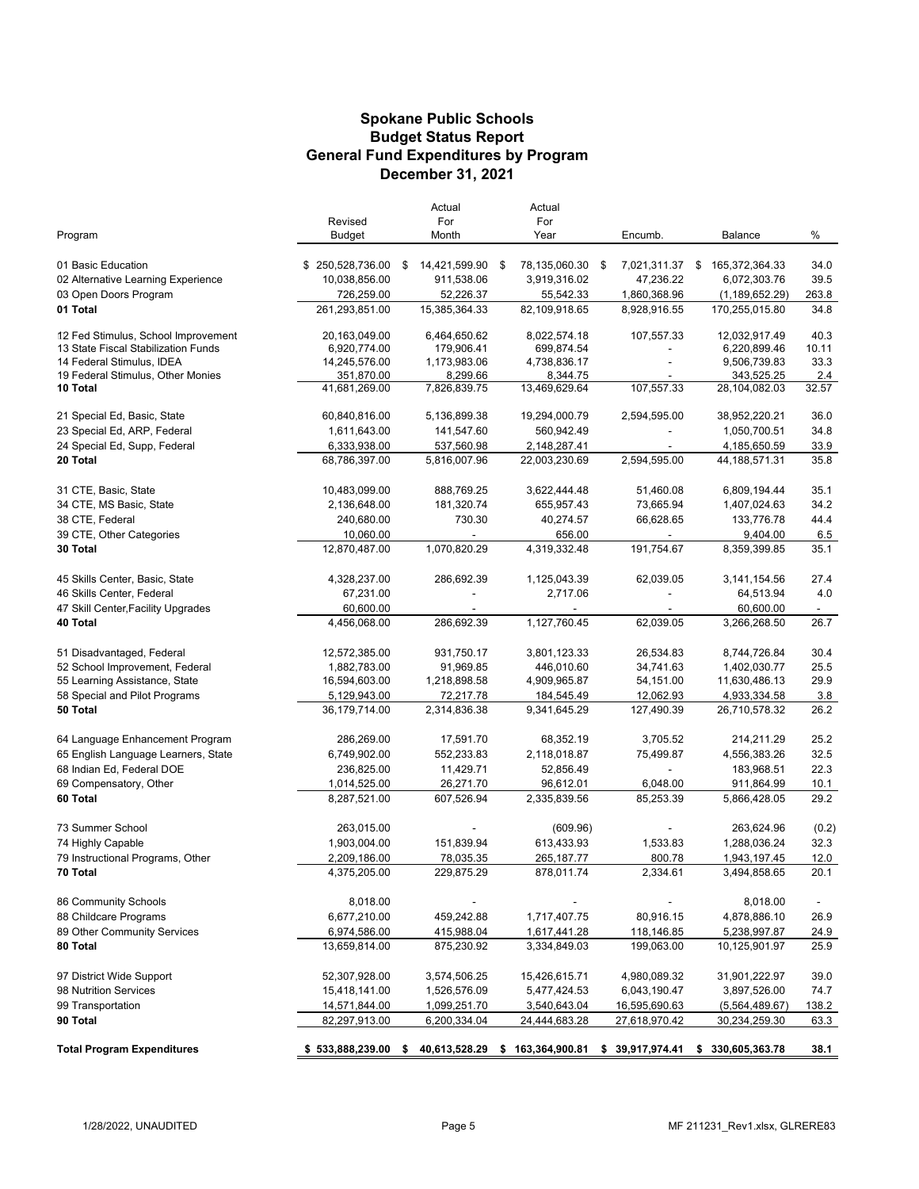# Spokane Public Schools
## Budget Status Report
## General Fund Expenditures by Program
## December 31, 2021

| Program | Revised Budget | Actual For Month | Actual For Year | Encumb. | Balance | % |
|---|---|---|---|---|---|---|
| 01 Basic Education | $ 250,528,736.00 | $ 14,421,599.90 | $ 78,135,060.30 | $ 7,021,311.37 | $ 165,372,364.33 | 34.0 |
| 02 Alternative Learning Experience | 10,038,856.00 | 911,538.06 | 3,919,316.02 | 47,236.22 | 6,072,303.76 | 39.5 |
| 03 Open Doors Program | 726,259.00 | 52,226.37 | 55,542.33 | 1,860,368.96 | (1,189,652.29) | 263.8 |
| **01 Total** | 261,293,851.00 | 15,385,364.33 | 82,109,918.65 | 8,928,916.55 | 170,255,015.80 | 34.8 |
| 12 Fed Stimulus, School Improvement | 20,163,049.00 | 6,464,650.62 | 8,022,574.18 | 107,557.33 | 12,032,917.49 | 40.3 |
| 13 State Fiscal Stabilization Funds | 6,920,774.00 | 179,906.41 | 699,874.54 | - | 6,220,899.46 | 10.11 |
| 14 Federal Stimulus, IDEA | 14,245,576.00 | 1,173,983.06 | 4,738,836.17 | - | 9,506,739.83 | 33.3 |
| 19 Federal Stimulus, Other Monies | 351,870.00 | 8,299.66 | 8,344.75 | - | 343,525.25 | 2.4 |
| **10 Total** | 41,681,269.00 | 7,826,839.75 | 13,469,629.64 | 107,557.33 | 28,104,082.03 | 32.57 |
| 21 Special Ed, Basic, State | 60,840,816.00 | 5,136,899.38 | 19,294,000.79 | 2,594,595.00 | 38,952,220.21 | 36.0 |
| 23 Special Ed, ARP, Federal | 1,611,643.00 | 141,547.60 | 560,942.49 | - | 1,050,700.51 | 34.8 |
| 24 Special Ed, Supp, Federal | 6,333,938.00 | 537,560.98 | 2,148,287.41 | - | 4,185,650.59 | 33.9 |
| **20 Total** | 68,786,397.00 | 5,816,007.96 | 22,003,230.69 | 2,594,595.00 | 44,188,571.31 | 35.8 |
| 31 CTE, Basic, State | 10,483,099.00 | 888,769.25 | 3,622,444.48 | 51,460.08 | 6,809,194.44 | 35.1 |
| 34 CTE, MS Basic, State | 2,136,648.00 | 181,320.74 | 655,957.43 | 73,665.94 | 1,407,024.63 | 34.2 |
| 38 CTE, Federal | 240,680.00 | 730.30 | 40,274.57 | 66,628.65 | 133,776.78 | 44.4 |
| 39 CTE, Other Categories | 10,060.00 | - | 656.00 | - | 9,404.00 | 6.5 |
| **30 Total** | 12,870,487.00 | 1,070,820.29 | 4,319,332.48 | 191,754.67 | 8,359,399.85 | 35.1 |
| 45 Skills Center, Basic, State | 4,328,237.00 | 286,692.39 | 1,125,043.39 | 62,039.05 | 3,141,154.56 | 27.4 |
| 46 Skills Center, Federal | 67,231.00 | - | 2,717.06 | - | 64,513.94 | 4.0 |
| 47 Skill Center,Facility Upgrades | 60,600.00 | - | - | - | 60,600.00 | - |
| **40 Total** | 4,456,068.00 | 286,692.39 | 1,127,760.45 | 62,039.05 | 3,266,268.50 | 26.7 |
| 51 Disadvantaged, Federal | 12,572,385.00 | 931,750.17 | 3,801,123.33 | 26,534.83 | 8,744,726.84 | 30.4 |
| 52 School Improvement, Federal | 1,882,783.00 | 91,969.85 | 446,010.60 | 34,741.63 | 1,402,030.77 | 25.5 |
| 55 Learning Assistance, State | 16,594,603.00 | 1,218,898.58 | 4,909,965.87 | 54,151.00 | 11,630,486.13 | 29.9 |
| 58 Special and Pilot Programs | 5,129,943.00 | 72,217.78 | 184,545.49 | 12,062.93 | 4,933,334.58 | 3.8 |
| **50 Total** | 36,179,714.00 | 2,314,836.38 | 9,341,645.29 | 127,490.39 | 26,710,578.32 | 26.2 |
| 64 Language Enhancement Program | 286,269.00 | 17,591.70 | 68,352.19 | 3,705.52 | 214,211.29 | 25.2 |
| 65 English Language Learners, State | 6,749,902.00 | 552,233.83 | 2,118,018.87 | 75,499.87 | 4,556,383.26 | 32.5 |
| 68 Indian Ed, Federal DOE | 236,825.00 | 11,429.71 | 52,856.49 | - | 183,968.51 | 22.3 |
| 69 Compensatory, Other | 1,014,525.00 | 26,271.70 | 96,612.01 | 6,048.00 | 911,864.99 | 10.1 |
| **60 Total** | 8,287,521.00 | 607,526.94 | 2,335,839.56 | 85,253.39 | 5,866,428.05 | 29.2 |
| 73 Summer School | 263,015.00 | - | (609.96) | - | 263,624.96 | (0.2) |
| 74 Highly Capable | 1,903,004.00 | 151,839.94 | 613,433.93 | 1,533.83 | 1,288,036.24 | 32.3 |
| 79 Instructional Programs, Other | 2,209,186.00 | 78,035.35 | 265,187.77 | 800.78 | 1,943,197.45 | 12.0 |
| **70 Total** | 4,375,205.00 | 229,875.29 | 878,011.74 | 2,334.61 | 3,494,858.65 | 20.1 |
| 86 Community Schools | 8,018.00 | - | - | - | 8,018.00 | - |
| 88 Childcare Programs | 6,677,210.00 | 459,242.88 | 1,717,407.75 | 80,916.15 | 4,878,886.10 | 26.9 |
| 89 Other Community Services | 6,974,586.00 | 415,988.04 | 1,617,441.28 | 118,146.85 | 5,238,997.87 | 24.9 |
| **80 Total** | 13,659,814.00 | 875,230.92 | 3,334,849.03 | 199,063.00 | 10,125,901.97 | 25.9 |
| 97 District Wide Support | 52,307,928.00 | 3,574,506.25 | 15,426,615.71 | 4,980,089.32 | 31,901,222.97 | 39.0 |
| 98 Nutrition Services | 15,418,141.00 | 1,526,576.09 | 5,477,424.53 | 6,043,190.47 | 3,897,526.00 | 74.7 |
| 99 Transportation | 14,571,844.00 | 1,099,251.70 | 3,540,643.04 | 16,595,690.63 | (5,564,489.67) | 138.2 |
| **90 Total** | 82,297,913.00 | 6,200,334.04 | 24,444,683.28 | 27,618,970.42 | 30,234,259.30 | 63.3 |
| **Total Program Expenditures** | **$ 533,888,239.00** | **$ 40,613,528.29** | **$ 163,364,900.81** | **$ 39,917,974.41** | **$ 330,605,363.78** | **38.1** |

1/28/2022, UNAUDITED | MF 211231_Rev1.xlsx, GLRERE83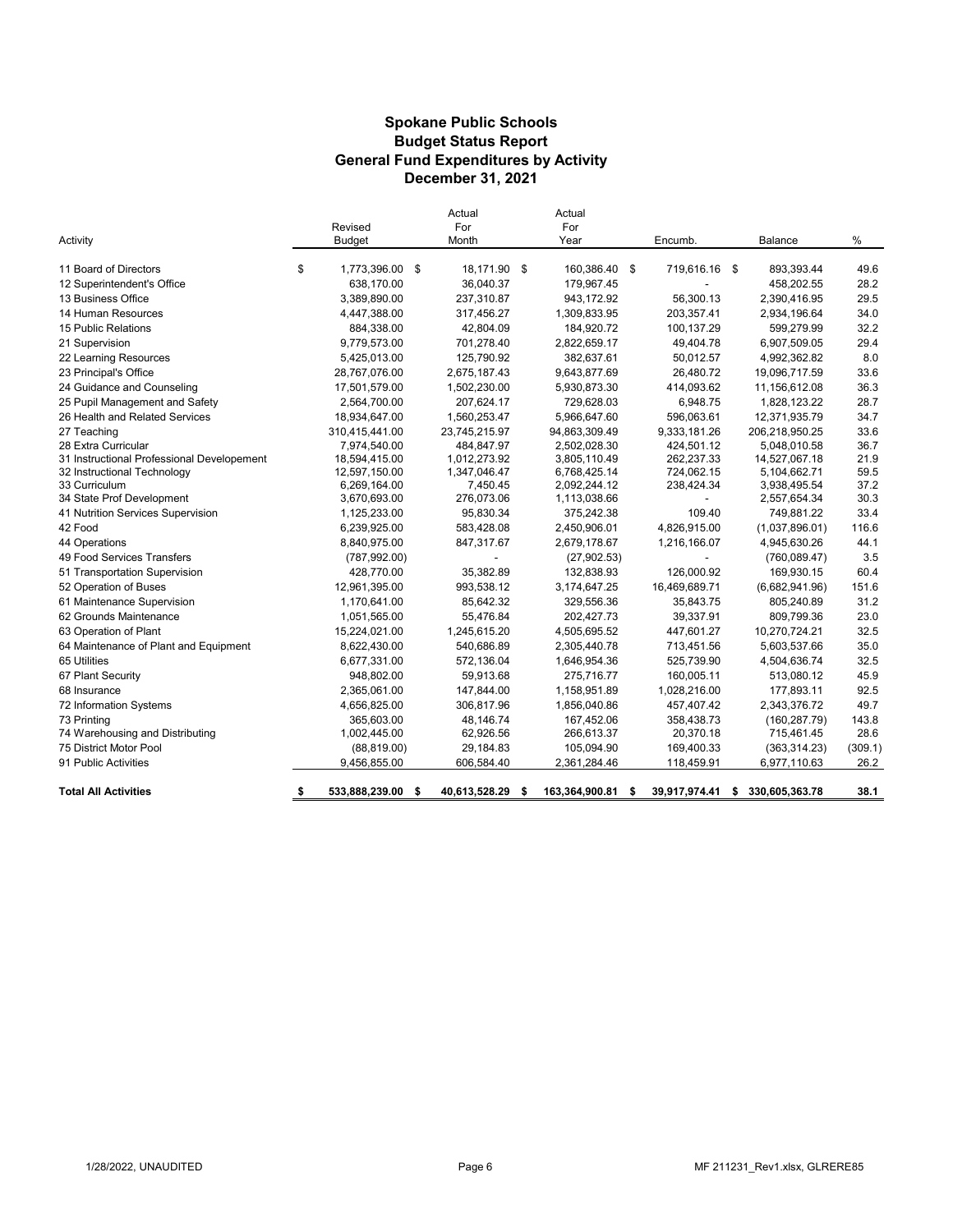# Spokane Public Schools
## Budget Status Report
## General Fund Expenditures by Activity
## December 31, 2021

| Activity | Revised Budget | Actual For Month | Actual For Year | Encumb. | Balance | % |
|---|---|---|---|---|---|---|
| 11 Board of Directors | $ 1,773,396.00 | $ 18,171.90 | $ 160,386.40 | $ 719,616.16 | $ 893,393.44 | 49.6 |
| 12 Superintendent's Office | 638,170.00 | 36,040.37 | 179,967.45 | - | 458,202.55 | 28.2 |
| 13 Business Office | 3,389,890.00 | 237,310.87 | 943,172.92 | 56,300.13 | 2,390,416.95 | 29.5 |
| 14 Human Resources | 4,447,388.00 | 317,456.27 | 1,309,833.95 | 203,357.41 | 2,934,196.64 | 34.0 |
| 15 Public Relations | 884,338.00 | 42,804.09 | 184,920.72 | 100,137.29 | 599,279.99 | 32.2 |
| 21 Supervision | 9,779,573.00 | 701,278.40 | 2,822,659.17 | 49,404.78 | 6,907,509.05 | 29.4 |
| 22 Learning Resources | 5,425,013.00 | 125,790.92 | 382,637.61 | 50,012.57 | 4,992,362.82 | 8.0 |
| 23 Principal's Office | 28,767,076.00 | 2,675,187.43 | 9,643,877.69 | 26,480.72 | 19,096,717.59 | 33.6 |
| 24 Guidance and Counseling | 17,501,579.00 | 1,502,230.00 | 5,930,873.30 | 414,093.62 | 11,156,612.08 | 36.3 |
| 25 Pupil Management and Safety | 2,564,700.00 | 207,624.17 | 729,628.03 | 6,948.75 | 1,828,123.22 | 28.7 |
| 26 Health and Related Services | 18,934,647.00 | 1,560,253.47 | 5,966,647.60 | 596,063.61 | 12,371,935.79 | 34.7 |
| 27 Teaching | 310,415,441.00 | 23,745,215.97 | 94,863,309.49 | 9,333,181.26 | 206,218,950.25 | 33.6 |
| 28 Extra Curricular | 7,974,540.00 | 484,847.97 | 2,502,028.30 | 424,501.12 | 5,048,010.58 | 36.7 |
| 31 Instructional Professional Developement | 18,594,415.00 | 1,012,273.92 | 3,805,110.49 | 262,237.33 | 14,527,067.18 | 21.9 |
| 32 Instructional Technology | 12,597,150.00 | 1,347,046.47 | 6,768,425.14 | 724,062.15 | 5,104,662.71 | 59.5 |
| 33 Curriculum | 6,269,164.00 | 7,450.45 | 2,092,244.12 | 238,424.34 | 3,938,495.54 | 37.2 |
| 34 State Prof Development | 3,670,693.00 | 276,073.06 | 1,113,038.66 | - | 2,557,654.34 | 30.3 |
| 41 Nutrition Services Supervision | 1,125,233.00 | 95,830.34 | 375,242.38 | 109.40 | 749,881.22 | 33.4 |
| 42 Food | 6,239,925.00 | 583,428.08 | 2,450,906.01 | 4,826,915.00 | (1,037,896.01) | 116.6 |
| 44 Operations | 8,840,975.00 | 847,317.67 | 2,679,178.67 | 1,216,166.07 | 4,945,630.26 | 44.1 |
| 49 Food Services Transfers | (787,992.00) | - | (27,902.53) | - | (760,089.47) | 3.5 |
| 51 Transportation Supervision | 428,770.00 | 35,382.89 | 132,838.93 | 126,000.92 | 169,930.15 | 60.4 |
| 52 Operation of Buses | 12,961,395.00 | 993,538.12 | 3,174,647.25 | 16,469,689.71 | (6,682,941.96) | 151.6 |
| 61 Maintenance Supervision | 1,170,641.00 | 85,642.32 | 329,556.36 | 35,843.75 | 805,240.89 | 31.2 |
| 62 Grounds Maintenance | 1,051,565.00 | 55,476.84 | 202,427.73 | 39,337.91 | 809,799.36 | 23.0 |
| 63 Operation of Plant | 15,224,021.00 | 1,245,615.20 | 4,505,695.52 | 447,601.27 | 10,270,724.21 | 32.5 |
| 64 Maintenance of Plant and Equipment | 8,622,430.00 | 540,686.89 | 2,305,440.78 | 713,451.56 | 5,603,537.66 | 35.0 |
| 65 Utilities | 6,677,331.00 | 572,136.04 | 1,646,954.36 | 525,739.90 | 4,504,636.74 | 32.5 |
| 67 Plant Security | 948,802.00 | 59,913.68 | 275,716.77 | 160,005.11 | 513,080.12 | 45.9 |
| 68 Insurance | 2,365,061.00 | 147,844.00 | 1,158,951.89 | 1,028,216.00 | 177,893.11 | 92.5 |
| 72 Information Systems | 4,656,825.00 | 306,817.96 | 1,856,040.86 | 457,407.42 | 2,343,376.72 | 49.7 |
| 73 Printing | 365,603.00 | 48,146.74 | 167,452.06 | 358,438.73 | (160,287.79) | 143.8 |
| 74 Warehousing and Distributing | 1,002,445.00 | 62,926.56 | 266,613.37 | 20,370.18 | 715,461.45 | 28.6 |
| 75 District Motor Pool | (88,819.00) | 29,184.83 | 105,094.90 | 169,400.33 | (363,314.23) | (309.1) |
| 91 Public Activities | 9,456,855.00 | 606,584.40 | 2,361,284.46 | 118,459.91 | 6,977,110.63 | 26.2 |
| **Total All Activities** | **$ 533,888,239.00** | **$ 40,613,528.29** | **$ 163,364,900.81** | **$ 39,917,974.41** | **$ 330,605,363.78** | **38.1** |

1/28/2022, UNAUDITED — MF 211231_Rev1.xlsx, GLRERE85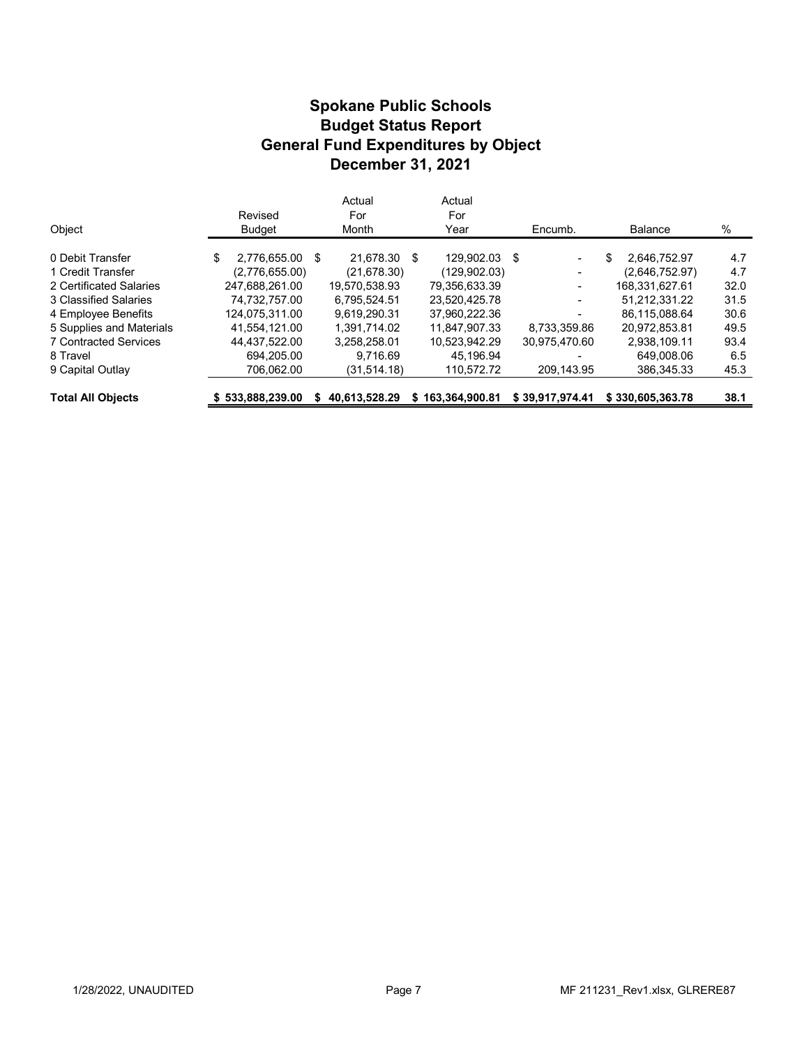# Spokane Public Schools
## Budget Status Report
## General Fund Expenditures by Object
## December 31, 2021

| Object | Revised Budget | Actual For Month | Actual For Year | Encumb. | Balance | % |
|---|---|---|---|---|---|---|
| 0 Debit Transfer | $ 2,776,655.00 | $ 21,678.30 | $ 129,902.03 | $ - | $ 2,646,752.97 | 4.7 |
| 1 Credit Transfer | (2,776,655.00) | (21,678.30) | (129,902.03) | - | (2,646,752.97) | 4.7 |
| 2 Certificated Salaries | 247,688,261.00 | 19,570,538.93 | 79,356,633.39 | - | 168,331,627.61 | 32.0 |
| 3 Classified Salaries | 74,732,757.00 | 6,795,524.51 | 23,520,425.78 | - | 51,212,331.22 | 31.5 |
| 4 Employee Benefits | 124,075,311.00 | 9,619,290.31 | 37,960,222.36 | - | 86,115,088.64 | 30.6 |
| 5 Supplies and Materials | 41,554,121.00 | 1,391,714.02 | 11,847,907.33 | 8,733,359.86 | 20,972,853.81 | 49.5 |
| 7 Contracted Services | 44,437,522.00 | 3,258,258.01 | 10,523,942.29 | 30,975,470.60 | 2,938,109.11 | 93.4 |
| 8 Travel | 694,205.00 | 9,716.69 | 45,196.94 | - | 649,008.06 | 6.5 |
| 9 Capital Outlay | 706,062.00 | (31,514.18) | 110,572.72 | 209,143.95 | 386,345.33 | 45.3 |
| **Total All Objects** | **$ 533,888,239.00** | **$ 40,613,528.29** | **$ 163,364,900.81** | **$ 39,917,974.41** | **$ 330,605,363.78** | **38.1** |

1/28/2022, UNAUDITED | MF 211231_Rev1.xlsx, GLRERE87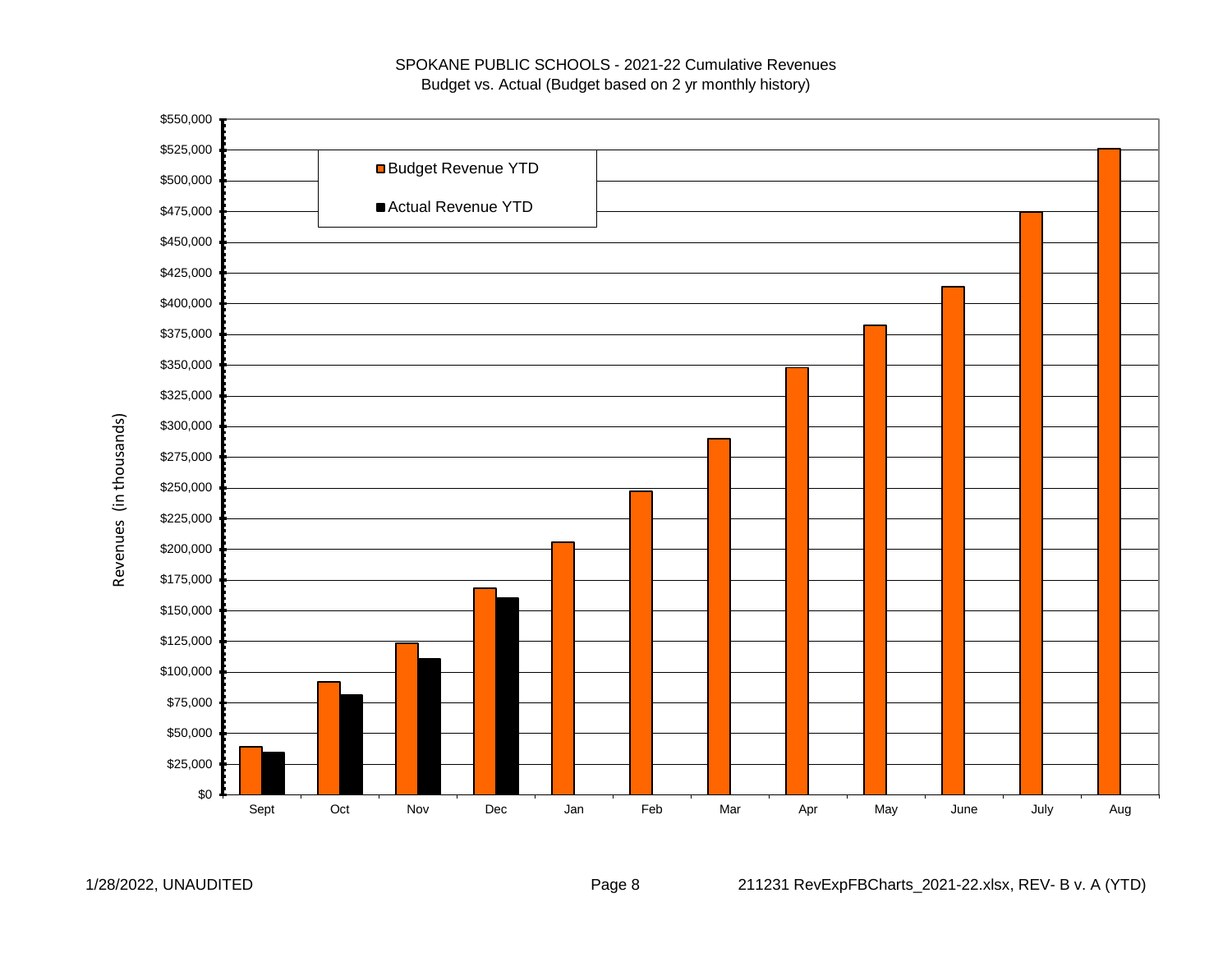SPOKANE PUBLIC SCHOOLS - 2021-22 Cumulative Revenues
Budget vs. Actual (Budget based on 2 yr monthly history)

Revenues (in thousands)

Budget Revenue YTD

Actual Revenue YTD

$550,000
$525,000
$500,000
$475,000
$450,000
$425,000
$400,000
$375,000
$350,000
$325,000
$300,000
$275,000
$250,000
$225,000
$200,000
$175,000
$150,000
$125,000
$100,000
$75,000
$50,000
$25,000
$0

Sept Oct Nov Dec Jan Feb Mar Apr May June July Aug

1/28/2022, UNAUDITED

211231 RevExpFBCharts_2021-22.xlsx, REV- B v. A (YTD)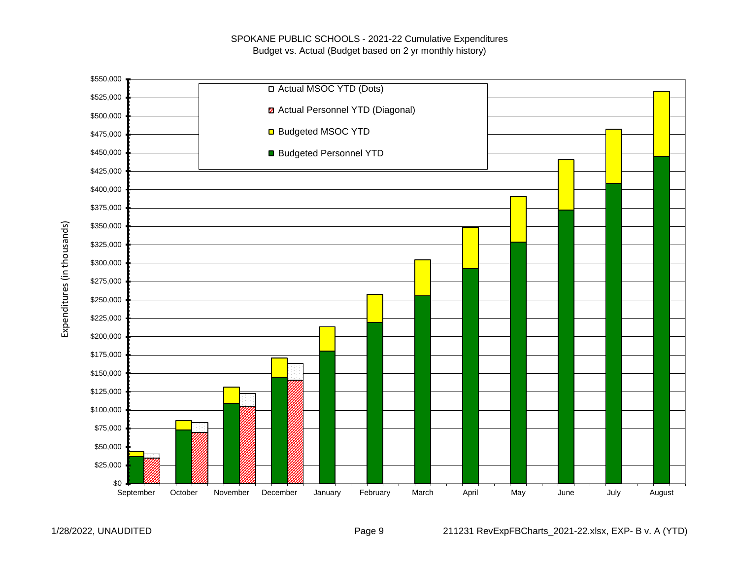SPOKANE PUBLIC SCHOOLS - 2021-22 Cumulative Expenditures
Budget vs. Actual (Budget based on 2 yr monthly history)

Legend:
- Actual MSOC YTD (Dots)
- Actual Personnel YTD (Diagonal)
- Budgeted MSOC YTD
- Budgeted Personnel YTD

Expenditures (in thousands)

$550,000
$525,000
$500,000
$475,000
$450,000
$425,000
$400,000
$375,000
$350,000
$325,000
$300,000
$275,000
$250,000
$225,000
$200,000
$175,000
$150,000
$125,000
$100,000
$75,000
$50,000
$25,000
$0

September | October | November | December | January | February | March | April | May | June | July | August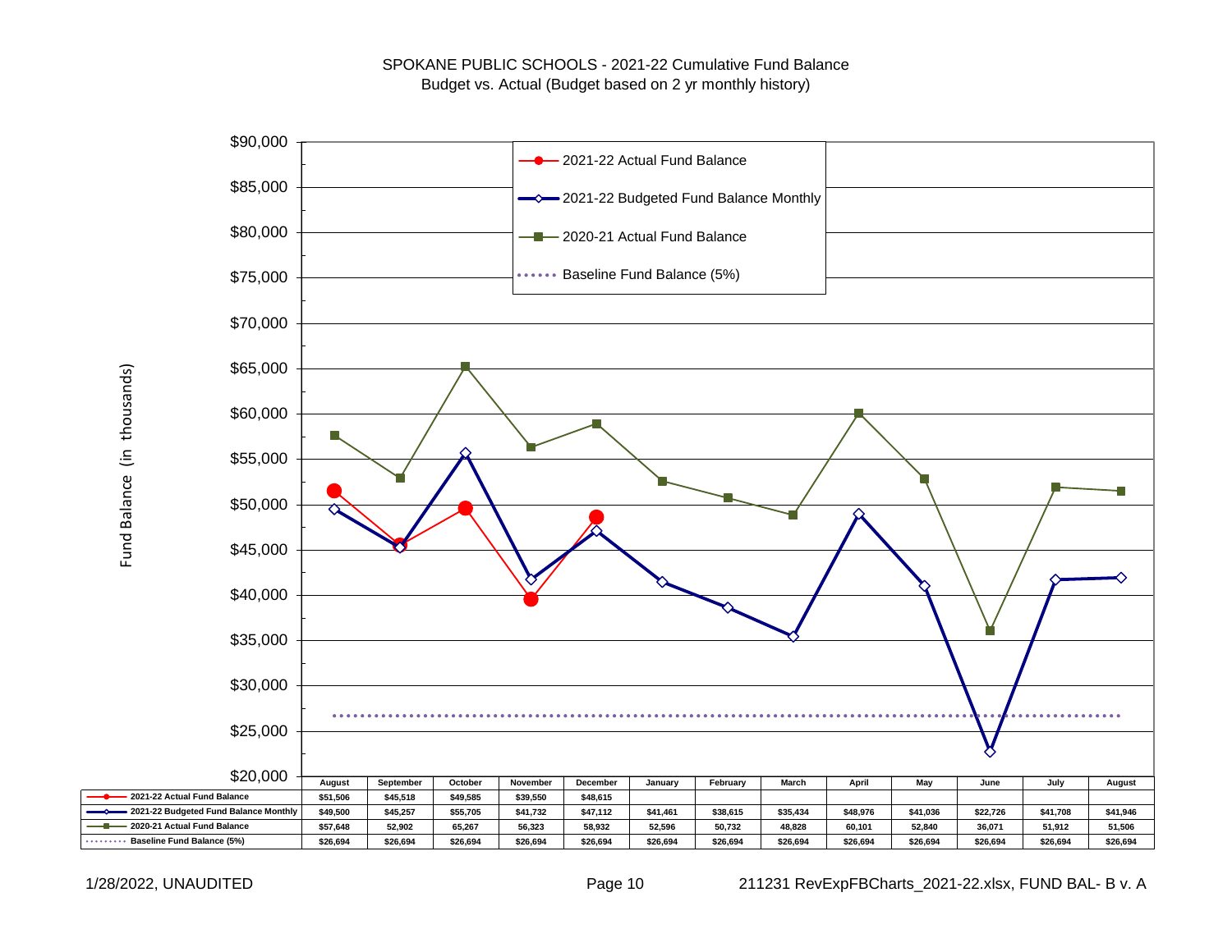SPOKANE PUBLIC SCHOOLS - 2021-22 Cumulative Fund Balance
Budget vs. Actual (Budget based on 2 yr monthly history)

|  | August | September | October | November | December | January | February | March | April | May | June | July | August |
|---|---|---|---|---|---|---|---|---|---|---|---|---|---|
| 2021-22 Actual Fund Balance | $51,506 | $45,518 | $49,585 | $39,550 | $48,615 |  |  |  |  |  |  |  |  |
| 2021-22 Budgeted Fund Balance Monthly | $49,500 | $45,257 | $55,705 | $41,732 | $47,112 | $41,461 | $38,615 | $35,434 | $48,976 | $41,036 | $22,726 | $41,708 | $41,946 |
| 2020-21 Actual Fund Balance | $57,648 | 52,902 | 65,267 | 56,323 | 58,932 | 52,596 | 50,732 | 48,828 | 60,101 | 52,840 | 36,071 | 51,912 | 51,506 |
| Baseline Fund Balance (5%) | $26,694 | $26,694 | $26,694 | $26,694 | $26,694 | $26,694 | $26,694 | $26,694 | $26,694 | $26,694 | $26,694 | $26,694 | $26,694 |

Fund Balance (in thousands)

1/28/2022, UNAUDITED

211231 RevExpFBCharts_2021-22.xlsx, FUND BAL- B v. A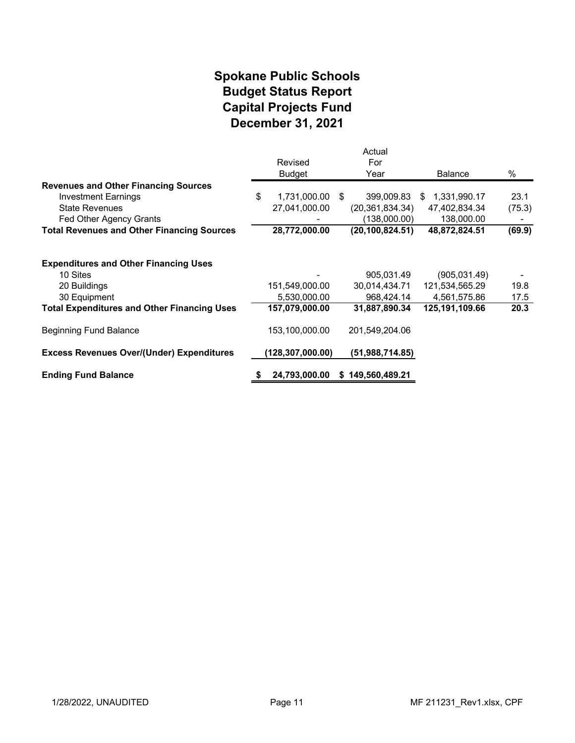# Spokane Public Schools
# Budget Status Report
# Capital Projects Fund
# December 31, 2021

| | Revised Budget | Actual For Year | Balance | % |
|---|---|---|---|---|
| **Revenues and Other Financing Sources** | | | | |
| Investment Earnings | $ 1,731,000.00 | $ 399,009.83 | $ 1,331,990.17 | 23.1 |
| State Revenues | 27,041,000.00 | (20,361,834.34) | 47,402,834.34 | (75.3) |
| Fed Other Agency Grants | - | (138,000.00) | 138,000.00 | - |
| **Total Revenues and Other Financing Sources** | **28,772,000.00** | **(20,100,824.51)** | **48,872,824.51** | **(69.9)** |
| | | | | |
| **Expenditures and Other Financing Uses** | | | | |
| 10 Sites | - | 905,031.49 | (905,031.49) | - |
| 20 Buildings | 151,549,000.00 | 30,014,434.71 | 121,534,565.29 | 19.8 |
| 30 Equipment | 5,530,000.00 | 968,424.14 | 4,561,575.86 | 17.5 |
| **Total Expenditures and Other Financing Uses** | **157,079,000.00** | **31,887,890.34** | **125,191,109.66** | **20.3** |
| | | | | |
| Beginning Fund Balance | 153,100,000.00 | 201,549,204.06 | | |
| | | | | |
| **Excess Revenues Over/(Under) Expenditures** | **(128,307,000.00)** | **(51,988,714.85)** | | |
| | | | | |
| **Ending Fund Balance** | **$ 24,793,000.00** | **$ 149,560,489.21** | | |

1/28/2022, UNAUDITED MF 211231_Rev1.xlsx, CPF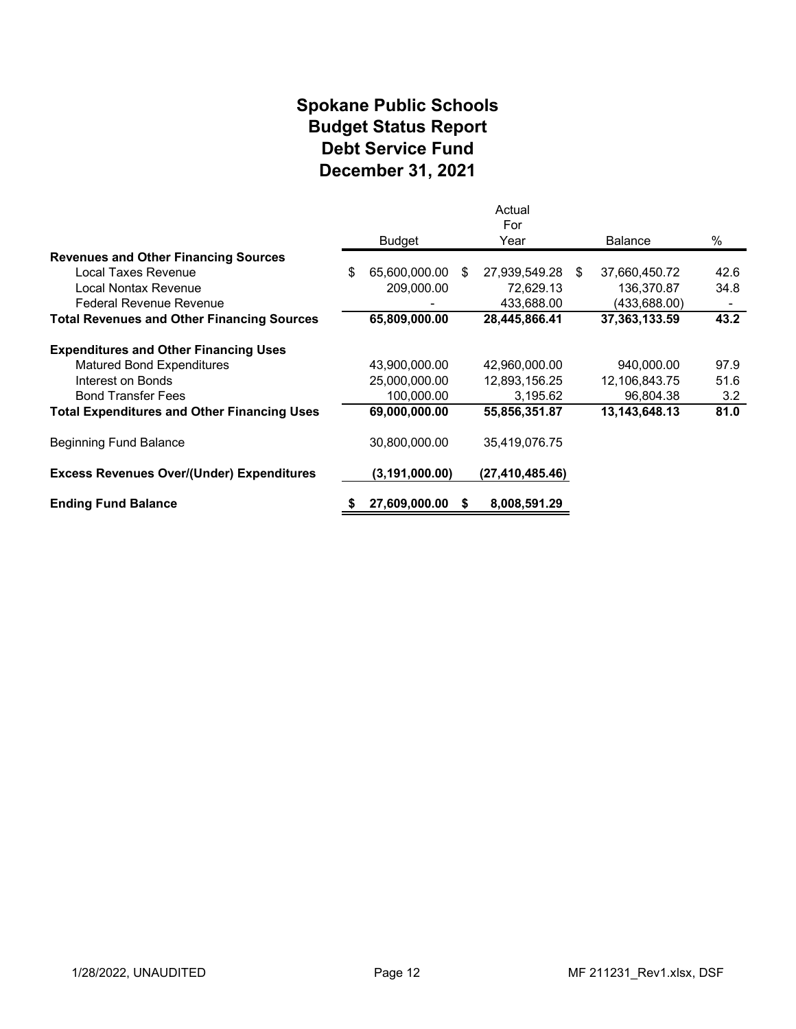# Spokane Public Schools
## Budget Status Report
## Debt Service Fund
## December 31, 2021

| | Budget | Actual For Year | Balance | % |
|---|---|---|---|---|
| **Revenues and Other Financing Sources** | | | | |
| Local Taxes Revenue | $ 65,600,000.00 | $ 27,939,549.28 | $ 37,660,450.72 | 42.6 |
| Local Nontax Revenue | 209,000.00 | 72,629.13 | 136,370.87 | 34.8 |
| Federal Revenue Revenue | - | 433,688.00 | (433,688.00) | - |
| **Total Revenues and Other Financing Sources** | **65,809,000.00** | **28,445,866.41** | **37,363,133.59** | **43.2** |
| **Expenditures and Other Financing Uses** | | | | |
| Matured Bond Expenditures | 43,900,000.00 | 42,960,000.00 | 940,000.00 | 97.9 |
| Interest on Bonds | 25,000,000.00 | 12,893,156.25 | 12,106,843.75 | 51.6 |
| Bond Transfer Fees | 100,000.00 | 3,195.62 | 96,804.38 | 3.2 |
| **Total Expenditures and Other Financing Uses** | **69,000,000.00** | **55,856,351.87** | **13,143,648.13** | **81.0** |
| Beginning Fund Balance | 30,800,000.00 | 35,419,076.75 | | |
| **Excess Revenues Over/(Under) Expenditures** | **(3,191,000.00)** | **(27,410,485.46)** | | |
| **Ending Fund Balance** | **$ 27,609,000.00** | **$ 8,008,591.29** | | |

1/28/2022, UNAUDITED MF 211231_Rev1.xlsx, DSF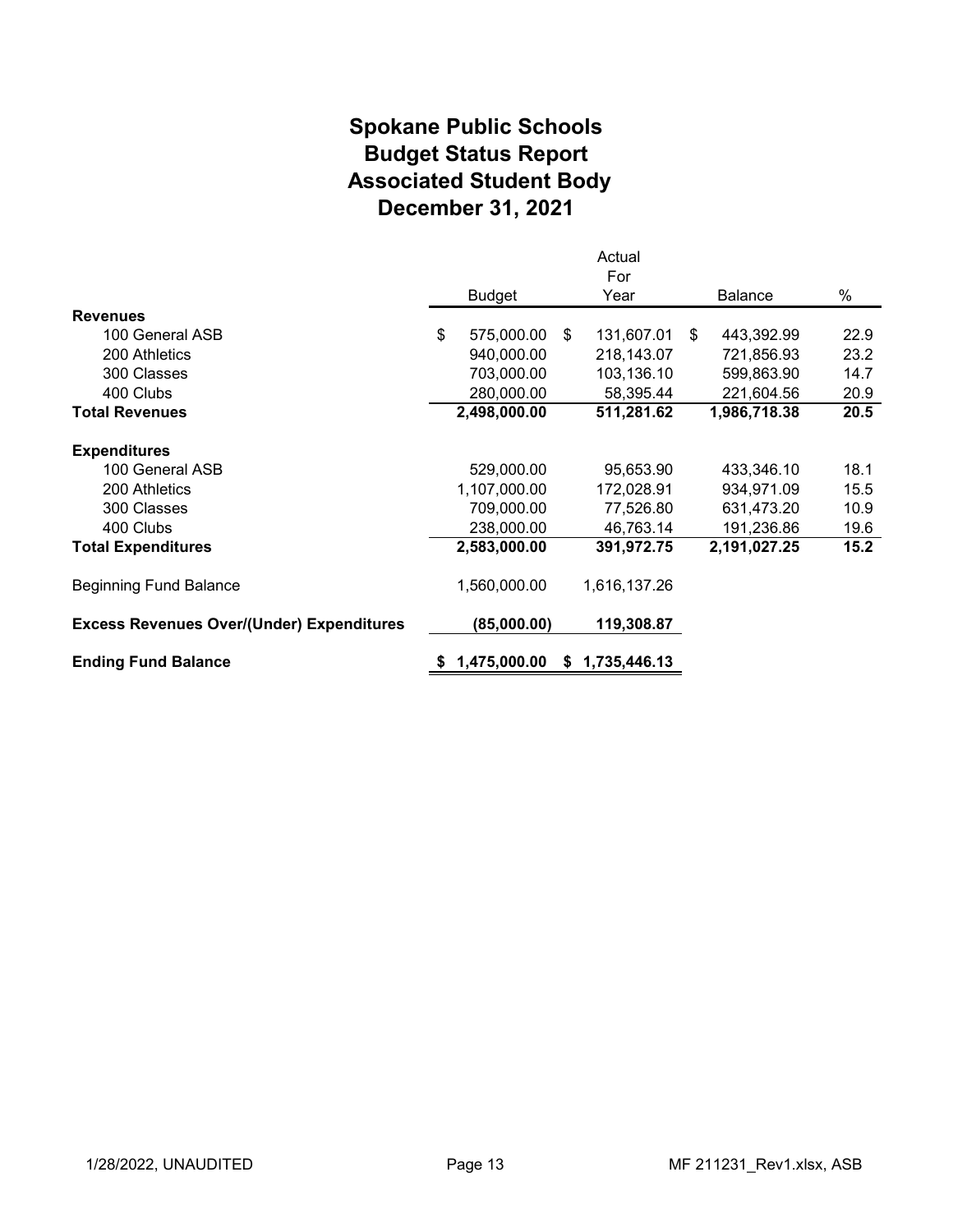# Spokane Public Schools
# Budget Status Report
# Associated Student Body
# December 31, 2021

| | Budget | Actual For Year | Balance | % |
|---|---|---|---|---|
| **Revenues** | | | | |
| 100 General ASB | $ 575,000.00 | $ 131,607.01 | $ 443,392.99 | 22.9 |
| 200 Athletics | 940,000.00 | 218,143.07 | 721,856.93 | 23.2 |
| 300 Classes | 703,000.00 | 103,136.10 | 599,863.90 | 14.7 |
| 400 Clubs | 280,000.00 | 58,395.44 | 221,604.56 | 20.9 |
| **Total Revenues** | **2,498,000.00** | **511,281.62** | **1,986,718.38** | **20.5** |
| **Expenditures** | | | | |
| 100 General ASB | 529,000.00 | 95,653.90 | 433,346.10 | 18.1 |
| 200 Athletics | 1,107,000.00 | 172,028.91 | 934,971.09 | 15.5 |
| 300 Classes | 709,000.00 | 77,526.80 | 631,473.20 | 10.9 |
| 400 Clubs | 238,000.00 | 46,763.14 | 191,236.86 | 19.6 |
| **Total Expenditures** | **2,583,000.00** | **391,972.75** | **2,191,027.25** | **15.2** |
| Beginning Fund Balance | 1,560,000.00 | 1,616,137.26 | | |
| **Excess Revenues Over/(Under) Expenditures** | **(85,000.00)** | **119,308.87** | | |
| **Ending Fund Balance** | **$ 1,475,000.00** | **$ 1,735,446.13** | | |

1/28/2022, UNAUDITED — MF 211231_Rev1.xlsx, ASB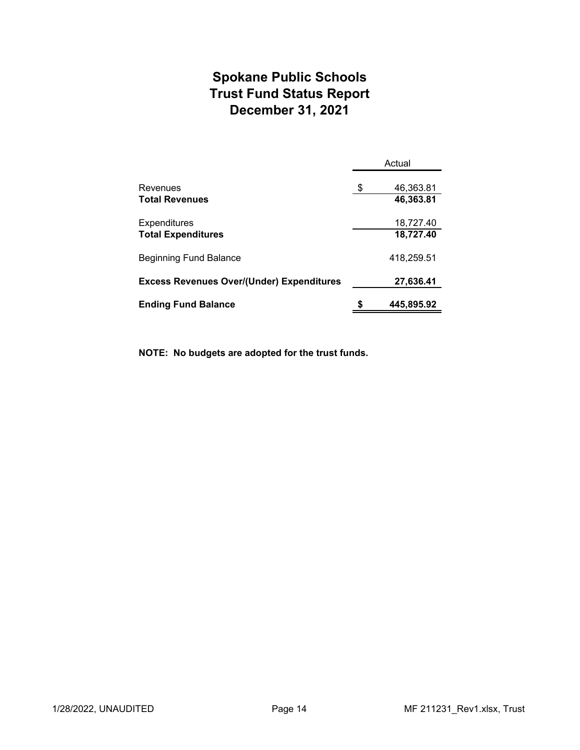# Spokane Public Schools
# Trust Fund Status Report
# December 31, 2021

| | Actual |
|---|---|
| Revenues | $ 46,363.81 |
| **Total Revenues** | **46,363.81** |
| Expenditures | 18,727.40 |
| **Total Expenditures** | **18,727.40** |
| Beginning Fund Balance | 418,259.51 |
| **Excess Revenues Over/(Under) Expenditures** | **27,636.41** |
| **Ending Fund Balance** | **$ 445,895.92** |

**NOTE: No budgets are adopted for the trust funds.**

1/28/2022, UNAUDITED MF 211231_Rev1.xlsx, Trust